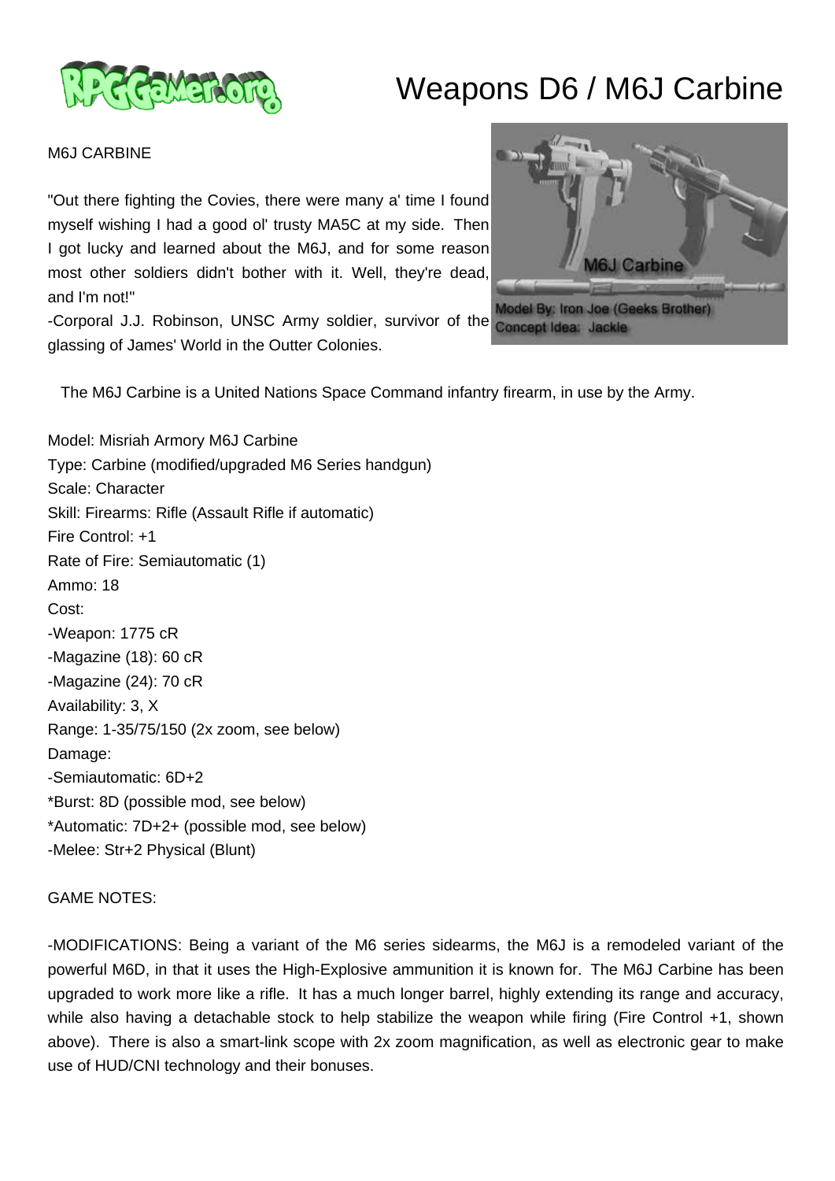# Weapons D6 / M6J Carbine

M6J CARBINE

"Out there fighting the Covies, there were many a' time I found myself wishing I had a good ol' trusty MA5C at my side. Then I got lucky and learned about the M6J, and for some reason most other soldiers didn't bother with it. Well, they're dead, and I'm not!"

-Corporal J.J. Robinson, UNSC Army soldier, survivor of the glassing of James' World in the Outter Colonies.

The M6J Carbine is a United Nations Space Command infantry firearm, in use by the Army.

Model: Misriah Armory M6J Carbine
Type: Carbine (modified/upgraded M6 Series handgun)
Scale: Character
Skill: Firearms: Rifle (Assault Rifle if automatic)
Fire Control: +1
Rate of Fire: Semiautomatic (1)
Ammo: 18
Cost:
-Weapon: 1775 cR
-Magazine (18): 60 cR
-Magazine (24): 70 cR
Availability: 3, X
Range: 1-35/75/150 (2x zoom, see below)
Damage:
-Semiautomatic: 6D+2
*Burst: 8D (possible mod, see below)
*Automatic: 7D+2+ (possible mod, see below)
-Melee: Str+2 Physical (Blunt)

GAME NOTES:

-MODIFICATIONS: Being a variant of the M6 series sidearms, the M6J is a remodeled variant of the powerful M6D, in that it uses the High-Explosive ammunition it is known for. The M6J Carbine has been upgraded to work more like a rifle. It has a much longer barrel, highly extending its range and accuracy, while also having a detachable stock to help stabilize the weapon while firing (Fire Control +1, shown above). There is also a smart-link scope with 2x zoom magnification, as well as electronic gear to make use of HUD/CNI technology and their bonuses.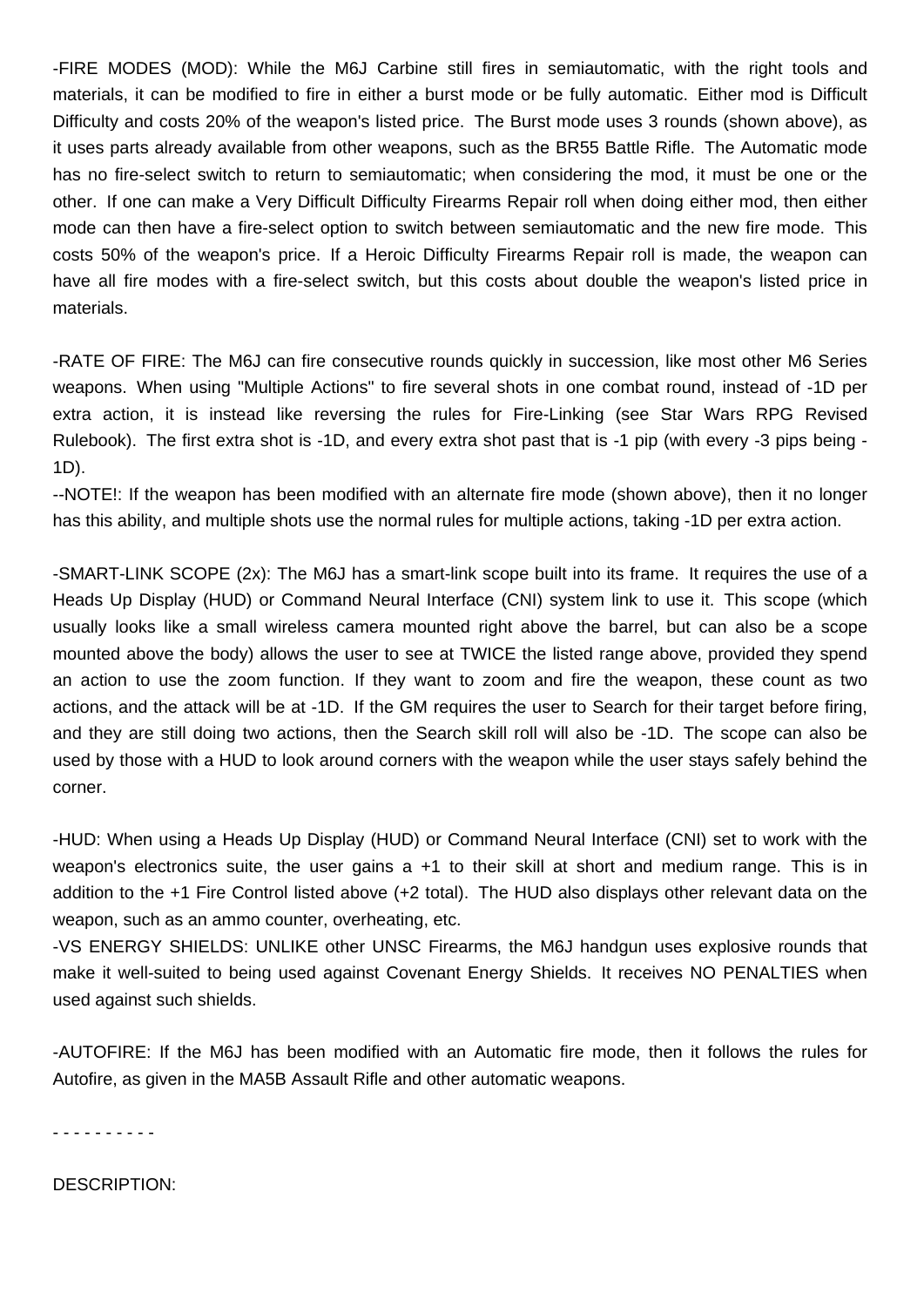-FIRE MODES (MOD): While the M6J Carbine still fires in semiautomatic, with the right tools and materials, it can be modified to fire in either a burst mode or be fully automatic. Either mod is Difficult Difficulty and costs 20% of the weapon's listed price. The Burst mode uses 3 rounds (shown above), as it uses parts already available from other weapons, such as the BR55 Battle Rifle. The Automatic mode has no fire-select switch to return to semiautomatic; when considering the mod, it must be one or the other. If one can make a Very Difficult Difficulty Firearms Repair roll when doing either mod, then either mode can then have a fire-select option to switch between semiautomatic and the new fire mode. This costs 50% of the weapon's price. If a Heroic Difficulty Firearms Repair roll is made, the weapon can have all fire modes with a fire-select switch, but this costs about double the weapon's listed price in materials.

-RATE OF FIRE: The M6J can fire consecutive rounds quickly in succession, like most other M6 Series weapons. When using "Multiple Actions" to fire several shots in one combat round, instead of -1D per extra action, it is instead like reversing the rules for Fire-Linking (see Star Wars RPG Revised Rulebook). The first extra shot is -1D, and every extra shot past that is -1 pip (with every -3 pips being -1D).

--NOTE!: If the weapon has been modified with an alternate fire mode (shown above), then it no longer has this ability, and multiple shots use the normal rules for multiple actions, taking -1D per extra action.

-SMART-LINK SCOPE (2x): The M6J has a smart-link scope built into its frame. It requires the use of a Heads Up Display (HUD) or Command Neural Interface (CNI) system link to use it. This scope (which usually looks like a small wireless camera mounted right above the barrel, but can also be a scope mounted above the body) allows the user to see at TWICE the listed range above, provided they spend an action to use the zoom function. If they want to zoom and fire the weapon, these count as two actions, and the attack will be at -1D. If the GM requires the user to Search for their target before firing, and they are still doing two actions, then the Search skill roll will also be -1D. The scope can also be used by those with a HUD to look around corners with the weapon while the user stays safely behind the corner.

-HUD: When using a Heads Up Display (HUD) or Command Neural Interface (CNI) set to work with the weapon's electronics suite, the user gains a +1 to their skill at short and medium range. This is in addition to the +1 Fire Control listed above (+2 total). The HUD also displays other relevant data on the weapon, such as an ammo counter, overheating, etc.

-VS ENERGY SHIELDS: UNLIKE other UNSC Firearms, the M6J handgun uses explosive rounds that make it well-suited to being used against Covenant Energy Shields. It receives NO PENALTIES when used against such shields.

-AUTOFIRE: If the M6J has been modified with an Automatic fire mode, then it follows the rules for Autofire, as given in the MA5B Assault Rifle and other automatic weapons.

- - - - - - - - - -

DESCRIPTION: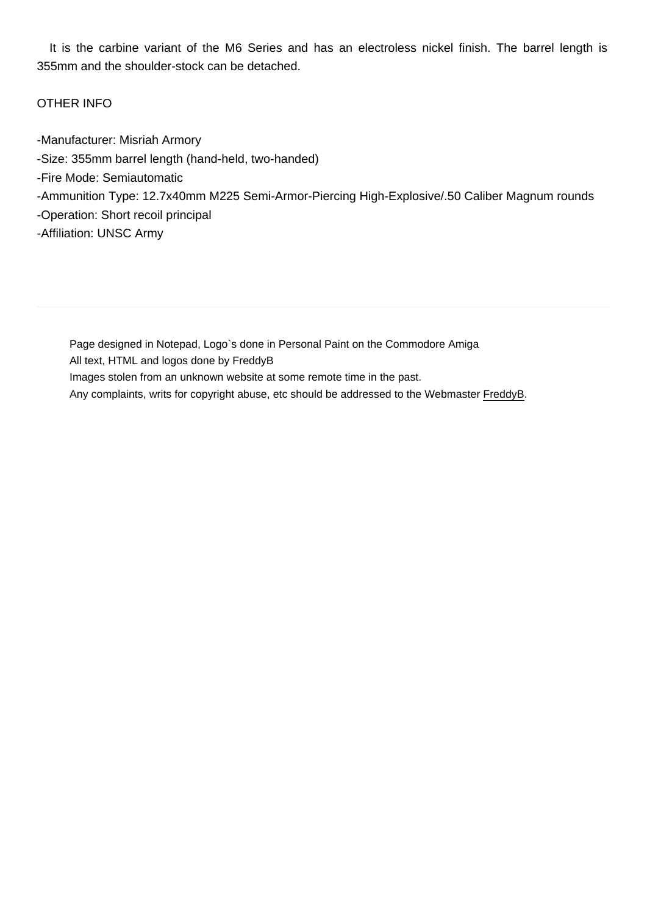It is the carbine variant of the M6 Series and has an electroless nickel finish. The barrel length is 355mm and the shoulder-stock can be detached.

OTHER INFO

-Manufacturer: Misriah Armory
-Size: 355mm barrel length (hand-held, two-handed)
-Fire Mode: Semiautomatic
-Ammunition Type: 12.7x40mm M225 Semi-Armor-Piercing High-Explosive/.50 Caliber Magnum rounds
-Operation: Short recoil principal
-Affiliation: UNSC Army

---

Page designed in Notepad, Logo`s done in Personal Paint on the Commodore Amiga
All text, HTML and logos done by FreddyB
Images stolen from an unknown website at some remote time in the past.
Any complaints, writs for copyright abuse, etc should be addressed to the Webmaster FreddyB.